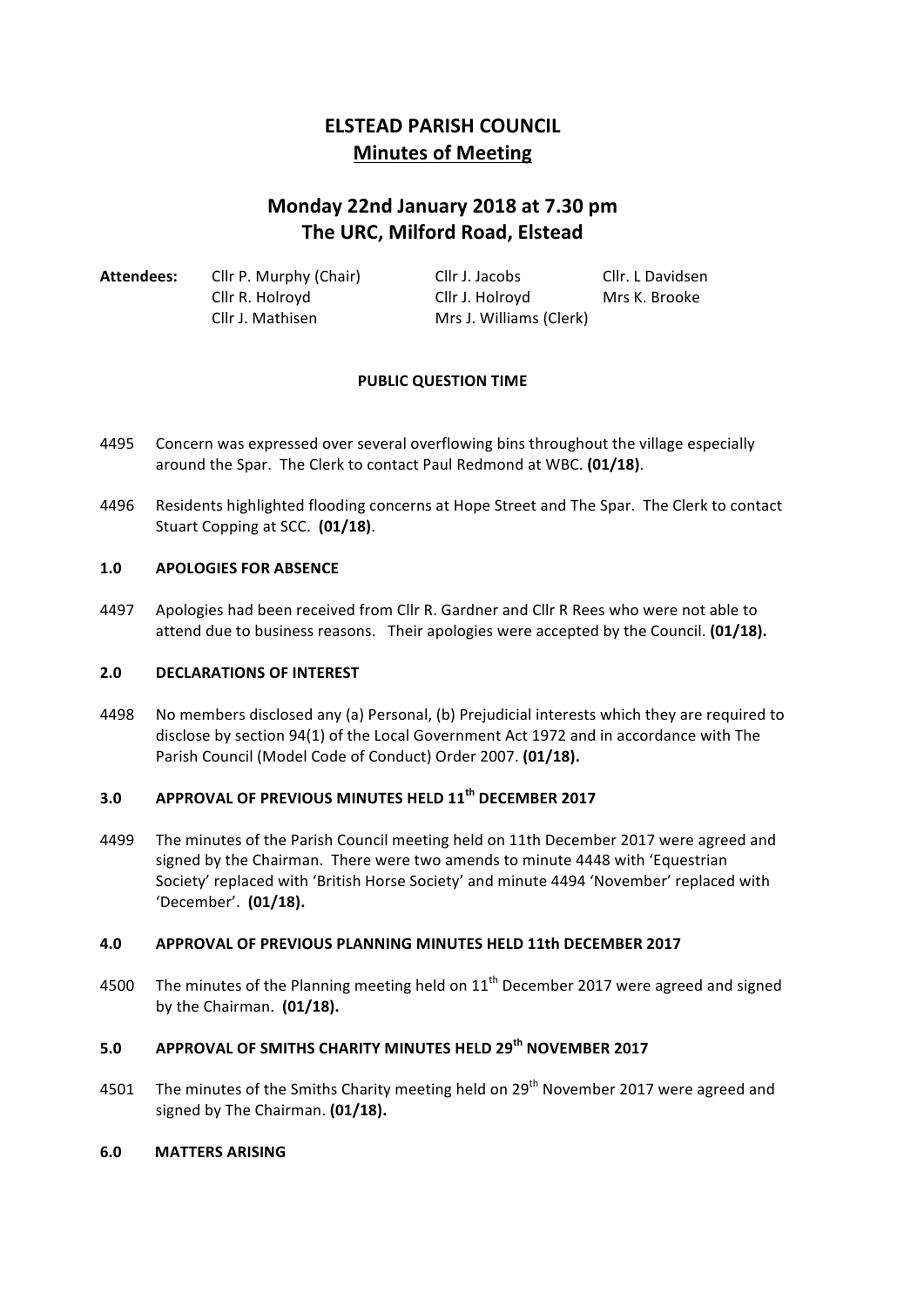# ELSTEAD PARISH COUNCIL

## Minutes of Meeting

## Monday 22nd January 2018 at 7.30 pm
## The URC, Milford Road, Elstead

**Attendees:**

| | | |
|---|---|---|
| Cllr P. Murphy (Chair) | Cllr J. Jacobs | Cllr. L Davidsen |
| Cllr R. Holroyd | Cllr J. Holroyd | Mrs K. Brooke |
| Cllr J. Mathisen | Mrs J. Williams (Clerk) | |

**PUBLIC QUESTION TIME**

4495 Concern was expressed over several overflowing bins throughout the village especially around the Spar. The Clerk to contact Paul Redmond at WBC. **(01/18)**.

4496 Residents highlighted flooding concerns at Hope Street and The Spar. The Clerk to contact Stuart Copping at SCC. **(01/18)**.

### 1.0 APOLOGIES FOR ABSENCE

4497 Apologies had been received from Cllr R. Gardner and Cllr R Rees who were not able to attend due to business reasons. Their apologies were accepted by the Council. **(01/18).**

### 2.0 DECLARATIONS OF INTEREST

4498 No members disclosed any (a) Personal, (b) Prejudicial interests which they are required to disclose by section 94(1) of the Local Government Act 1972 and in accordance with The Parish Council (Model Code of Conduct) Order 2007. **(01/18).**

### 3.0 APPROVAL OF PREVIOUS MINUTES HELD 11th DECEMBER 2017

4499 The minutes of the Parish Council meeting held on 11th December 2017 were agreed and signed by the Chairman. There were two amends to minute 4448 with 'Equestrian Society' replaced with 'British Horse Society' and minute 4494 'November' replaced with 'December'. **(01/18).**

### 4.0 APPROVAL OF PREVIOUS PLANNING MINUTES HELD 11th DECEMBER 2017

4500 The minutes of the Planning meeting held on 11th December 2017 were agreed and signed by the Chairman. **(01/18).**

### 5.0 APPROVAL OF SMITHS CHARITY MINUTES HELD 29th NOVEMBER 2017

4501 The minutes of the Smiths Charity meeting held on 29th November 2017 were agreed and signed by The Chairman. **(01/18).**

### 6.0 MATTERS ARISING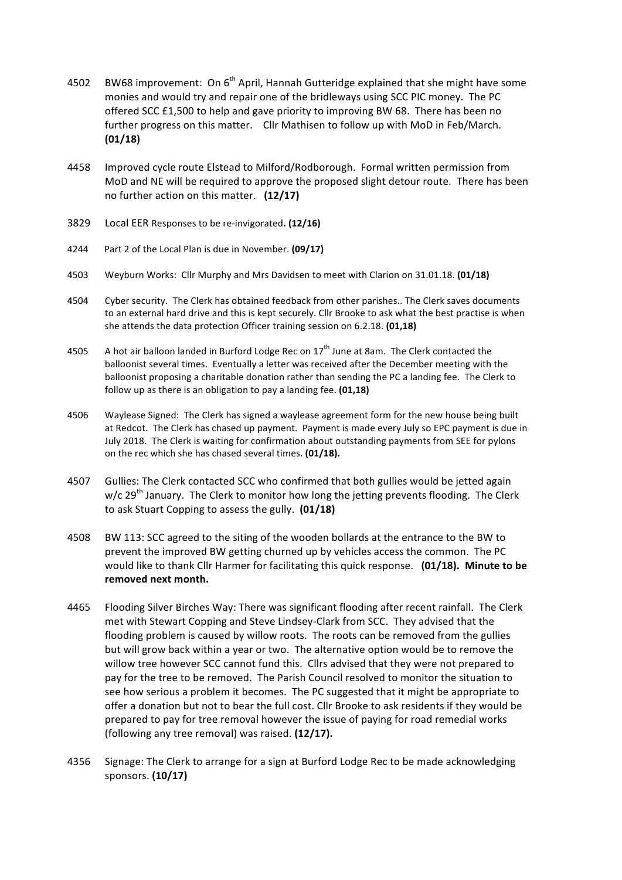4502 BW68 improvement: On 6th April, Hannah Gutteridge explained that she might have some monies and would try and repair one of the bridleways using SCC PIC money. The PC offered SCC £1,500 to help and gave priority to improving BW 68. There has been no further progress on this matter. Cllr Mathisen to follow up with MoD in Feb/March. **(01/18)**

4458 Improved cycle route Elstead to Milford/Rodborough. Formal written permission from MoD and NE will be required to approve the proposed slight detour route. There has been no further action on this matter. **(12/17)**

3829 Local EER Responses to be re-invigorated**. (12/16)**

4244 Part 2 of the Local Plan is due in November. **(09/17)**

4503 Weyburn Works: Cllr Murphy and Mrs Davidsen to meet with Clarion on 31.01.18. **(01/18)**

4504 Cyber security. The Clerk has obtained feedback from other parishes.. The Clerk saves documents to an external hard drive and this is kept securely. Cllr Brooke to ask what the best practise is when she attends the data protection Officer training session on 6.2.18. **(01,18)**

4505 A hot air balloon landed in Burford Lodge Rec on 17th June at 8am. The Clerk contacted the balloonist several times. Eventually a letter was received after the December meeting with the balloonist proposing a charitable donation rather than sending the PC a landing fee. The Clerk to follow up as there is an obligation to pay a landing fee. **(01,18)**

4506 Waylease Signed: The Clerk has signed a waylease agreement form for the new house being built at Redcot. The Clerk has chased up payment. Payment is made every July so EPC payment is due in July 2018. The Clerk is waiting for confirmation about outstanding payments from SEE for pylons on the rec which she has chased several times. **(01/18).**

4507 Gullies: The Clerk contacted SCC who confirmed that both gullies would be jetted again w/c 29th January. The Clerk to monitor how long the jetting prevents flooding. The Clerk to ask Stuart Copping to assess the gully. **(01/18)**

4508 BW 113: SCC agreed to the siting of the wooden bollards at the entrance to the BW to prevent the improved BW getting churned up by vehicles access the common. The PC would like to thank Cllr Harmer for facilitating this quick response. **(01/18). Minute to be removed next month.**

4465 Flooding Silver Birches Way: There was significant flooding after recent rainfall. The Clerk met with Stewart Copping and Steve Lindsey-Clark from SCC. They advised that the flooding problem is caused by willow roots. The roots can be removed from the gullies but will grow back within a year or two. The alternative option would be to remove the willow tree however SCC cannot fund this. Cllrs advised that they were not prepared to pay for the tree to be removed. The Parish Council resolved to monitor the situation to see how serious a problem it becomes. The PC suggested that it might be appropriate to offer a donation but not to bear the full cost. Cllr Brooke to ask residents if they would be prepared to pay for tree removal however the issue of paying for road remedial works (following any tree removal) was raised. **(12/17).**

4356 Signage: The Clerk to arrange for a sign at Burford Lodge Rec to be made acknowledging sponsors. **(10/17)**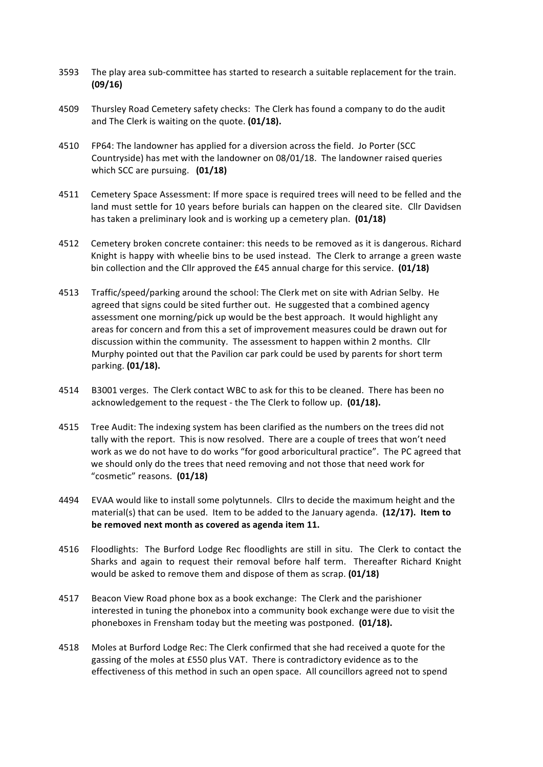3593 The play area sub-committee has started to research a suitable replacement for the train. **(09/16)**

4509 Thursley Road Cemetery safety checks: The Clerk has found a company to do the audit and The Clerk is waiting on the quote. **(01/18).**

4510 FP64: The landowner has applied for a diversion across the field. Jo Porter (SCC Countryside) has met with the landowner on 08/01/18. The landowner raised queries which SCC are pursuing. **(01/18)**

4511 Cemetery Space Assessment: If more space is required trees will need to be felled and the land must settle for 10 years before burials can happen on the cleared site. Cllr Davidsen has taken a preliminary look and is working up a cemetery plan. **(01/18)**

4512 Cemetery broken concrete container: this needs to be removed as it is dangerous. Richard Knight is happy with wheelie bins to be used instead. The Clerk to arrange a green waste bin collection and the Cllr approved the £45 annual charge for this service. **(01/18)**

4513 Traffic/speed/parking around the school: The Clerk met on site with Adrian Selby. He agreed that signs could be sited further out. He suggested that a combined agency assessment one morning/pick up would be the best approach. It would highlight any areas for concern and from this a set of improvement measures could be drawn out for discussion within the community. The assessment to happen within 2 months. Cllr Murphy pointed out that the Pavilion car park could be used by parents for short term parking. **(01/18).**

4514 B3001 verges. The Clerk contact WBC to ask for this to be cleaned. There has been no acknowledgement to the request - the The Clerk to follow up. **(01/18).**

4515 Tree Audit: The indexing system has been clarified as the numbers on the trees did not tally with the report. This is now resolved. There are a couple of trees that won't need work as we do not have to do works "for good arboricultural practice". The PC agreed that we should only do the trees that need removing and not those that need work for "cosmetic" reasons. **(01/18)**

4494 EVAA would like to install some polytunnels. Cllrs to decide the maximum height and the material(s) that can be used. Item to be added to the January agenda. **(12/17). Item to be removed next month as covered as agenda item 11.**

4516 Floodlights: The Burford Lodge Rec floodlights are still in situ. The Clerk to contact the Sharks and again to request their removal before half term. Thereafter Richard Knight would be asked to remove them and dispose of them as scrap. **(01/18)**

4517 Beacon View Road phone box as a book exchange: The Clerk and the parishioner interested in tuning the phonebox into a community book exchange were due to visit the phoneboxes in Frensham today but the meeting was postponed. **(01/18).**

4518 Moles at Burford Lodge Rec: The Clerk confirmed that she had received a quote for the gassing of the moles at £550 plus VAT. There is contradictory evidence as to the effectiveness of this method in such an open space. All councillors agreed not to spend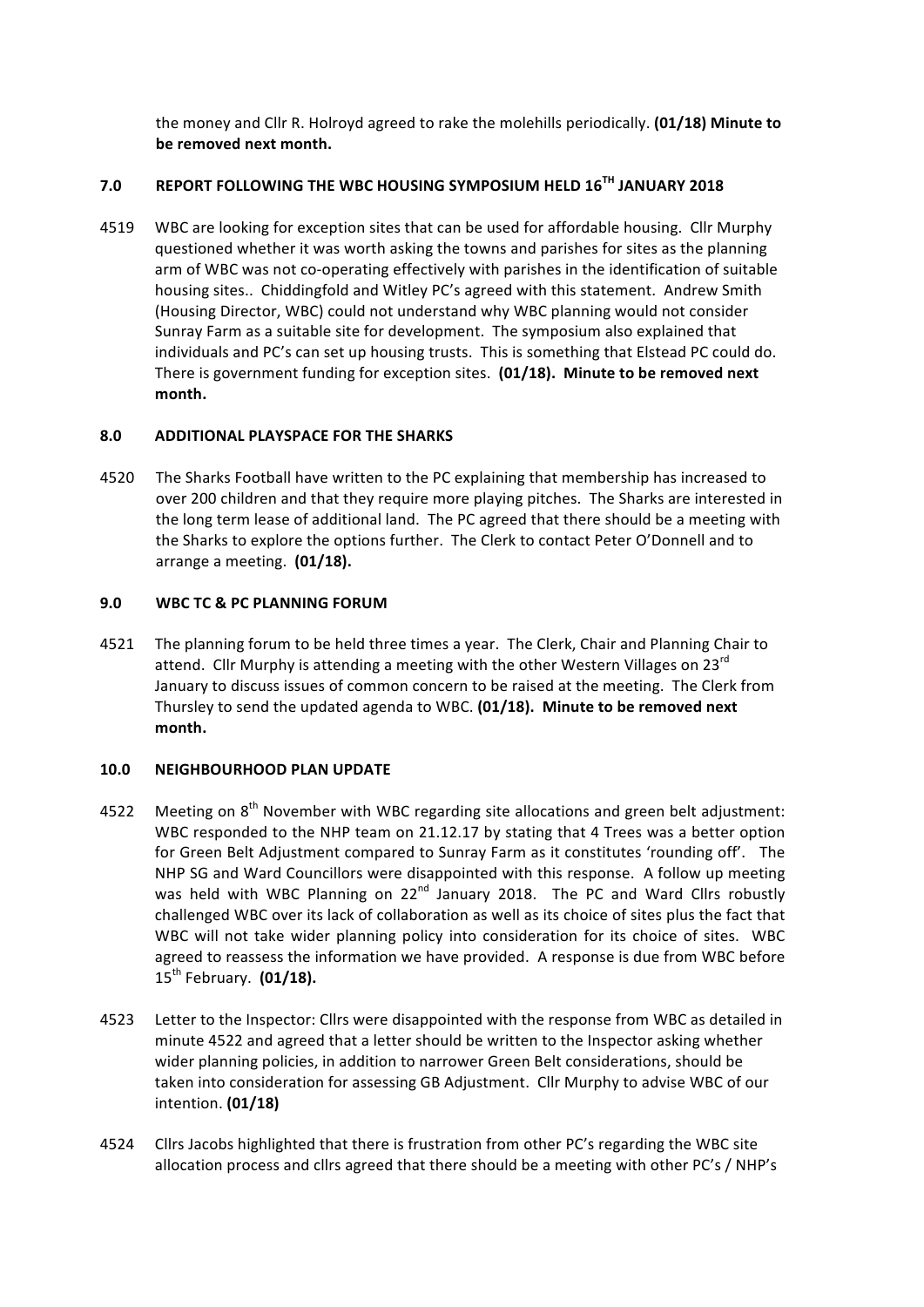the money and Cllr R. Holroyd agreed to rake the molehills periodically. **(01/18) Minute to be removed next month.**

## 7.0 REPORT FOLLOWING THE WBC HOUSING SYMPOSIUM HELD 16TH JANUARY 2018

4519 WBC are looking for exception sites that can be used for affordable housing. Cllr Murphy questioned whether it was worth asking the towns and parishes for sites as the planning arm of WBC was not co-operating effectively with parishes in the identification of suitable housing sites.. Chiddingfold and Witley PC's agreed with this statement. Andrew Smith (Housing Director, WBC) could not understand why WBC planning would not consider Sunray Farm as a suitable site for development. The symposium also explained that individuals and PC's can set up housing trusts. This is something that Elstead PC could do. There is government funding for exception sites. **(01/18). Minute to be removed next month.**

## 8.0 ADDITIONAL PLAYSPACE FOR THE SHARKS

4520 The Sharks Football have written to the PC explaining that membership has increased to over 200 children and that they require more playing pitches. The Sharks are interested in the long term lease of additional land. The PC agreed that there should be a meeting with the Sharks to explore the options further. The Clerk to contact Peter O'Donnell and to arrange a meeting. **(01/18).**

## 9.0 WBC TC & PC PLANNING FORUM

4521 The planning forum to be held three times a year. The Clerk, Chair and Planning Chair to attend. Cllr Murphy is attending a meeting with the other Western Villages on 23rd January to discuss issues of common concern to be raised at the meeting. The Clerk from Thursley to send the updated agenda to WBC. **(01/18). Minute to be removed next month.**

## 10.0 NEIGHBOURHOOD PLAN UPDATE

4522 Meeting on 8th November with WBC regarding site allocations and green belt adjustment: WBC responded to the NHP team on 21.12.17 by stating that 4 Trees was a better option for Green Belt Adjustment compared to Sunray Farm as it constitutes 'rounding off'. The NHP SG and Ward Councillors were disappointed with this response. A follow up meeting was held with WBC Planning on 22nd January 2018. The PC and Ward Cllrs robustly challenged WBC over its lack of collaboration as well as its choice of sites plus the fact that WBC will not take wider planning policy into consideration for its choice of sites. WBC agreed to reassess the information we have provided. A response is due from WBC before 15th February. **(01/18).**

4523 Letter to the Inspector: Cllrs were disappointed with the response from WBC as detailed in minute 4522 and agreed that a letter should be written to the Inspector asking whether wider planning policies, in addition to narrower Green Belt considerations, should be taken into consideration for assessing GB Adjustment. Cllr Murphy to advise WBC of our intention. **(01/18)**

4524 Cllrs Jacobs highlighted that there is frustration from other PC's regarding the WBC site allocation process and cllrs agreed that there should be a meeting with other PC's / NHP's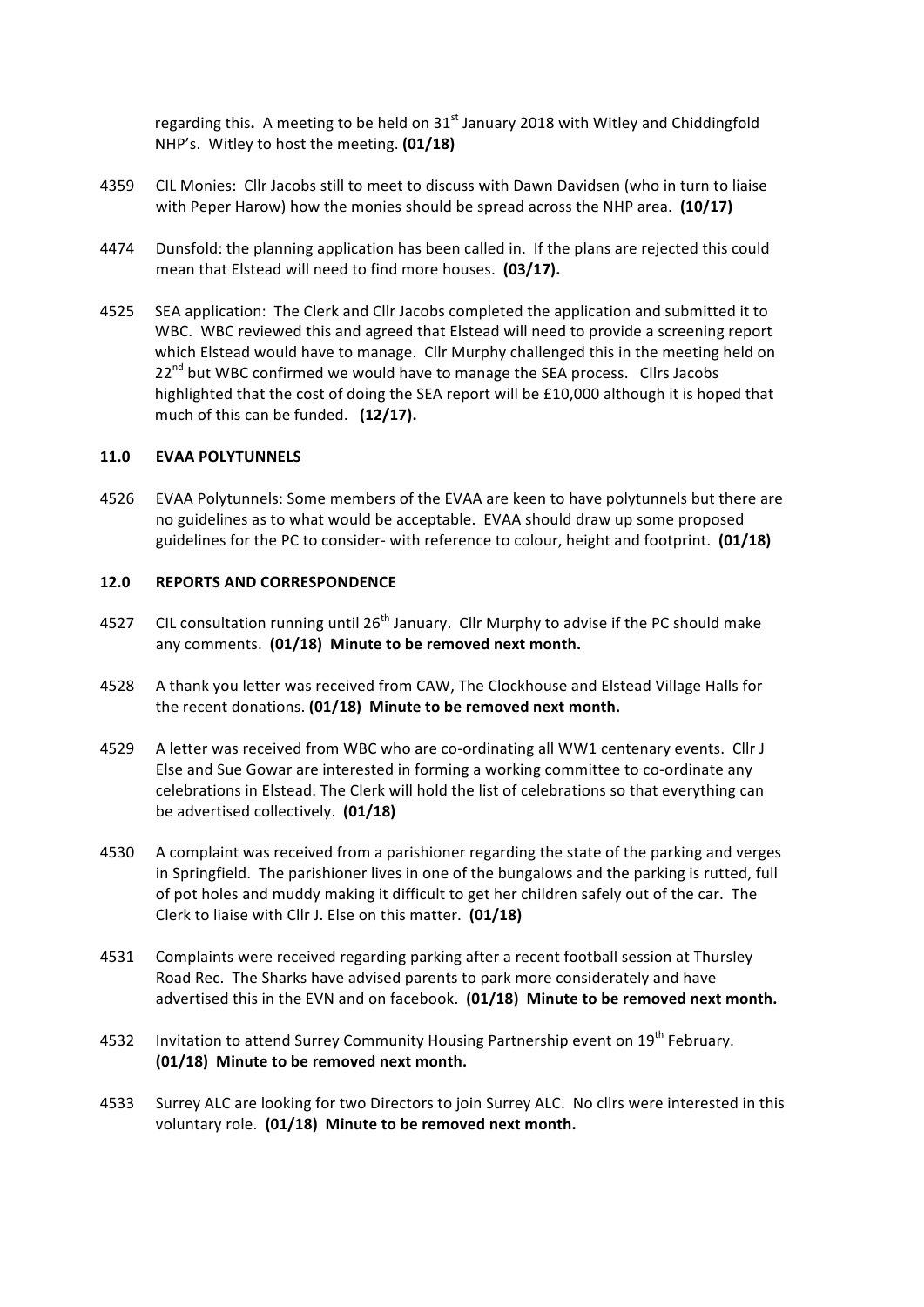regarding this**.** A meeting to be held on 31st January 2018 with Witley and Chiddingfold NHP's. Witley to host the meeting. **(01/18)**

4359 CIL Monies: Cllr Jacobs still to meet to discuss with Dawn Davidsen (who in turn to liaise with Peper Harow) how the monies should be spread across the NHP area. **(10/17)**

4474 Dunsfold: the planning application has been called in. If the plans are rejected this could mean that Elstead will need to find more houses. **(03/17).**

4525 SEA application: The Clerk and Cllr Jacobs completed the application and submitted it to WBC. WBC reviewed this and agreed that Elstead will need to provide a screening report which Elstead would have to manage. Cllr Murphy challenged this in the meeting held on 22nd but WBC confirmed we would have to manage the SEA process. Cllrs Jacobs highlighted that the cost of doing the SEA report will be £10,000 although it is hoped that much of this can be funded. **(12/17).**

## 11.0 EVAA POLYTUNNELS

4526 EVAA Polytunnels: Some members of the EVAA are keen to have polytunnels but there are no guidelines as to what would be acceptable. EVAA should draw up some proposed guidelines for the PC to consider- with reference to colour, height and footprint. **(01/18)**

## 12.0 REPORTS AND CORRESPONDENCE

4527 CIL consultation running until 26th January. Cllr Murphy to advise if the PC should make any comments. **(01/18) Minute to be removed next month.**

4528 A thank you letter was received from CAW, The Clockhouse and Elstead Village Halls for the recent donations. **(01/18) Minute to be removed next month.**

4529 A letter was received from WBC who are co-ordinating all WW1 centenary events. Cllr J Else and Sue Gowar are interested in forming a working committee to co-ordinate any celebrations in Elstead. The Clerk will hold the list of celebrations so that everything can be advertised collectively. **(01/18)**

4530 A complaint was received from a parishioner regarding the state of the parking and verges in Springfield. The parishioner lives in one of the bungalows and the parking is rutted, full of pot holes and muddy making it difficult to get her children safely out of the car. The Clerk to liaise with Cllr J. Else on this matter. **(01/18)**

4531 Complaints were received regarding parking after a recent football session at Thursley Road Rec. The Sharks have advised parents to park more considerately and have advertised this in the EVN and on facebook. **(01/18) Minute to be removed next month.**

4532 Invitation to attend Surrey Community Housing Partnership event on 19th February. **(01/18) Minute to be removed next month.**

4533 Surrey ALC are looking for two Directors to join Surrey ALC. No cllrs were interested in this voluntary role. **(01/18) Minute to be removed next month.**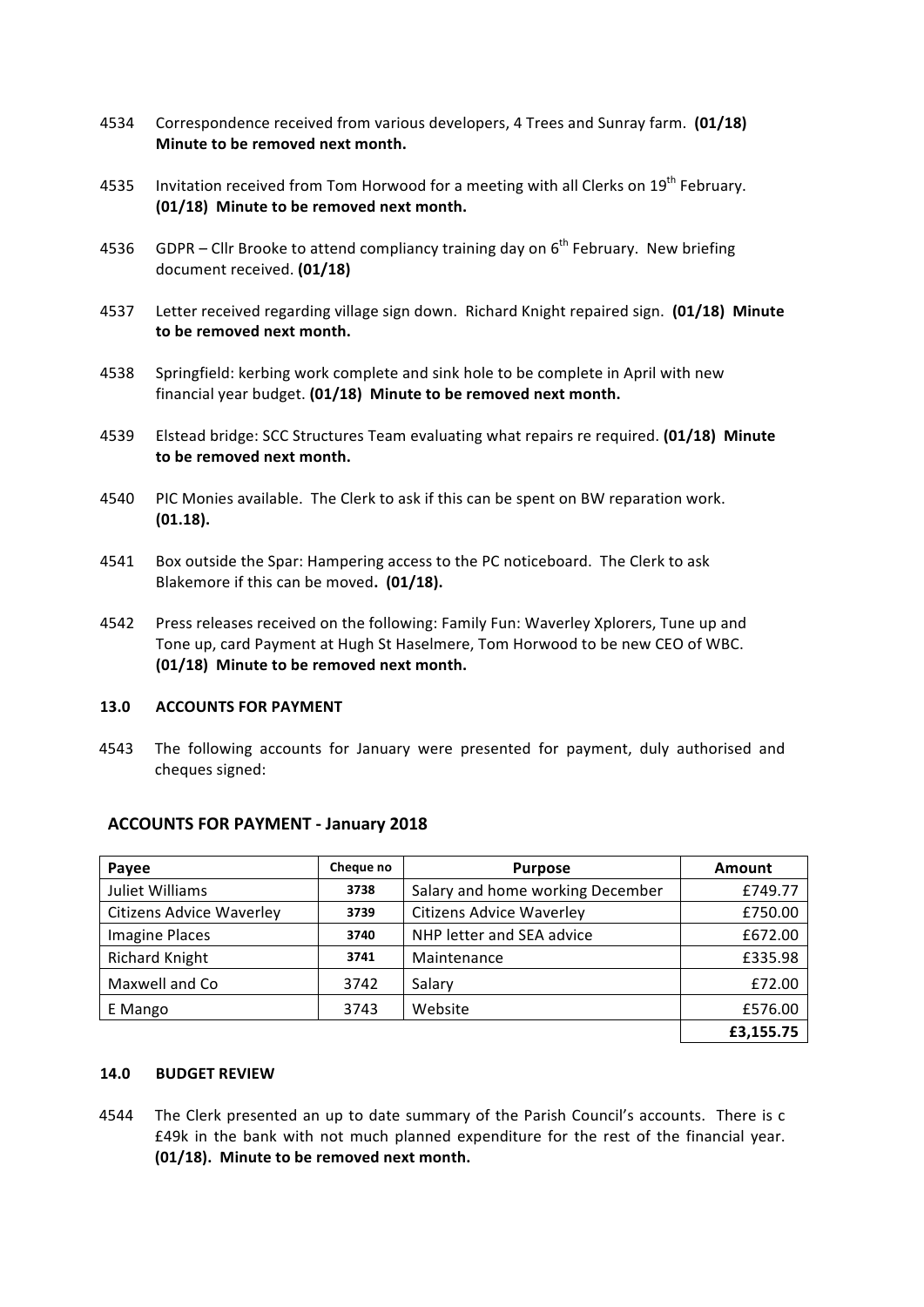4534 Correspondence received from various developers, 4 Trees and Sunray farm. **(01/18) Minute to be removed next month.**

4535 Invitation received from Tom Horwood for a meeting with all Clerks on 19th February. **(01/18) Minute to be removed next month.**

4536 GDPR – Cllr Brooke to attend compliancy training day on 6th February. New briefing document received. **(01/18)**

4537 Letter received regarding village sign down. Richard Knight repaired sign. **(01/18) Minute to be removed next month.**

4538 Springfield: kerbing work complete and sink hole to be complete in April with new financial year budget. **(01/18) Minute to be removed next month.**

4539 Elstead bridge: SCC Structures Team evaluating what repairs re required. **(01/18) Minute to be removed next month.**

4540 PIC Monies available. The Clerk to ask if this can be spent on BW reparation work. **(01.18).**

4541 Box outside the Spar: Hampering access to the PC noticeboard. The Clerk to ask Blakemore if this can be moved**. (01/18).**

4542 Press releases received on the following: Family Fun: Waverley Xplorers, Tune up and Tone up, card Payment at Hugh St Haselmere, Tom Horwood to be new CEO of WBC. **(01/18) Minute to be removed next month.**

**13.0 ACCOUNTS FOR PAYMENT**

4543 The following accounts for January were presented for payment, duly authorised and cheques signed:

## ACCOUNTS FOR PAYMENT - January 2018

| Payee | Cheque no | Purpose | Amount |
|---|---|---|---|
| Juliet Williams | 3738 | Salary and home working December | £749.77 |
| Citizens Advice Waverley | 3739 | Citizens Advice Waverley | £750.00 |
| Imagine Places | 3740 | NHP letter and SEA advice | £672.00 |
| Richard Knight | 3741 | Maintenance | £335.98 |
| Maxwell and Co | 3742 | Salary | £72.00 |
| E Mango | 3743 | Website | £576.00 |
| | | | **£3,155.75** |

**14.0 BUDGET REVIEW**

4544 The Clerk presented an up to date summary of the Parish Council's accounts. There is c £49k in the bank with not much planned expenditure for the rest of the financial year. **(01/18). Minute to be removed next month.**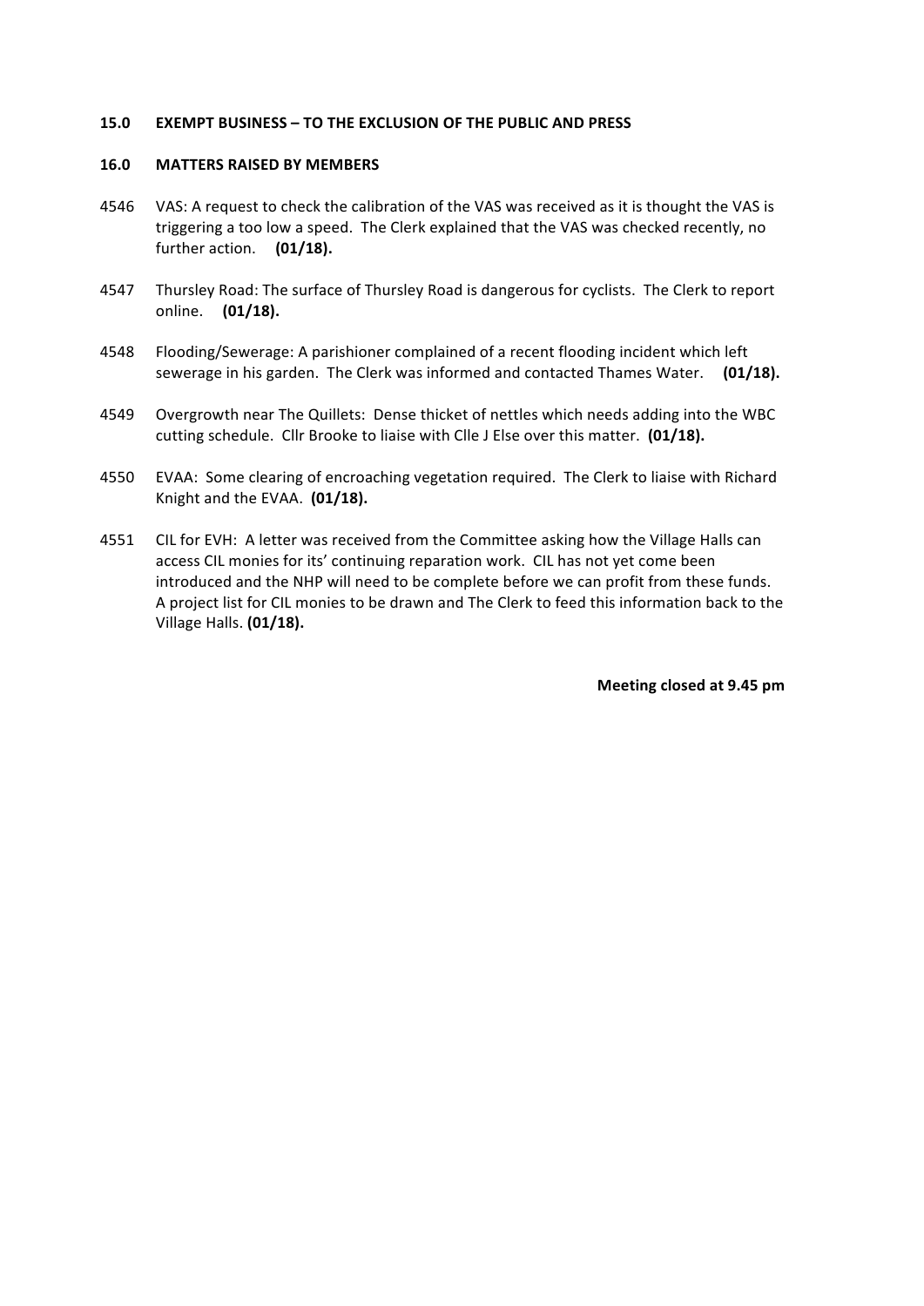**15.0 EXEMPT BUSINESS – TO THE EXCLUSION OF THE PUBLIC AND PRESS**

**16.0 MATTERS RAISED BY MEMBERS**

4546 VAS: A request to check the calibration of the VAS was received as it is thought the VAS is triggering a too low a speed. The Clerk explained that the VAS was checked recently, no further action. **(01/18).**

4547 Thursley Road: The surface of Thursley Road is dangerous for cyclists. The Clerk to report online. **(01/18).**

4548 Flooding/Sewerage: A parishioner complained of a recent flooding incident which left sewerage in his garden. The Clerk was informed and contacted Thames Water. **(01/18).**

4549 Overgrowth near The Quillets: Dense thicket of nettles which needs adding into the WBC cutting schedule. Cllr Brooke to liaise with Clle J Else over this matter. **(01/18).**

4550 EVAA: Some clearing of encroaching vegetation required. The Clerk to liaise with Richard Knight and the EVAA. **(01/18).**

4551 CIL for EVH: A letter was received from the Committee asking how the Village Halls can access CIL monies for its' continuing reparation work. CIL has not yet come been introduced and the NHP will need to be complete before we can profit from these funds. A project list for CIL monies to be drawn and The Clerk to feed this information back to the Village Halls. **(01/18).**

**Meeting closed at 9.45 pm**